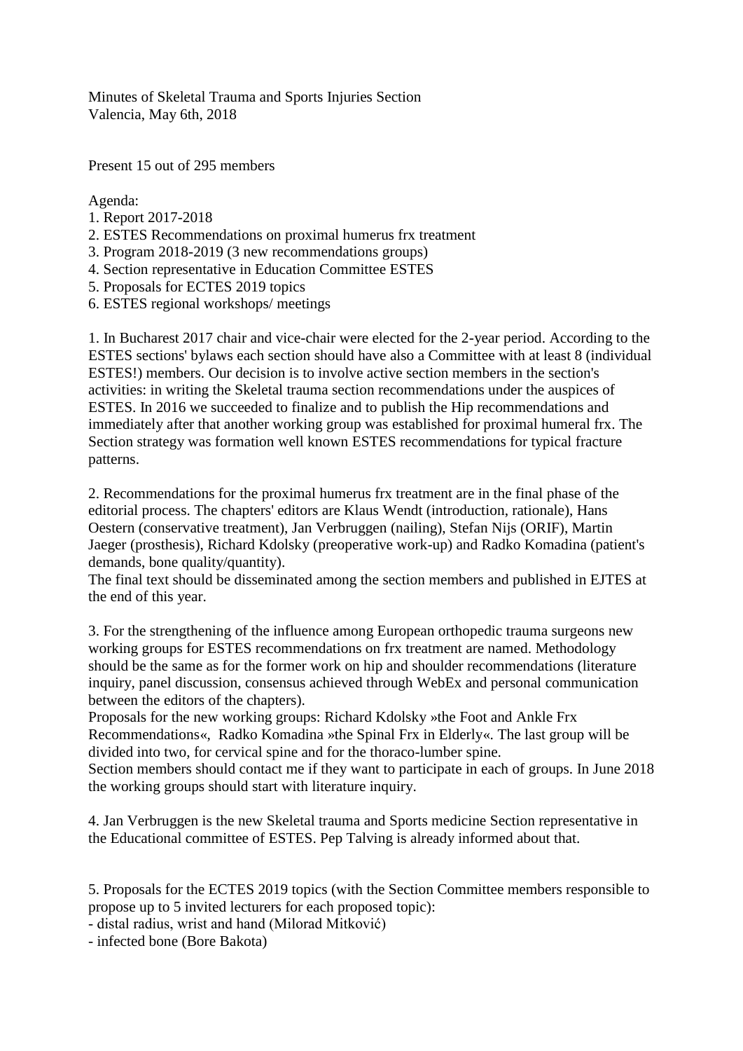Minutes of Skeletal Trauma and Sports Injuries Section
Valencia, May 6th, 2018

Present 15 out of 295 members

Agenda:
1. Report 2017-2018
2. ESTES Recommendations on proximal humerus frx treatment
3. Program 2018-2019 (3 new recommendations groups)
4. Section representative in Education Committee ESTES
5. Proposals for ECTES 2019 topics
6. ESTES regional workshops/ meetings

1. In Bucharest 2017 chair and vice-chair were elected for the 2-year period. According to the ESTES sections' bylaws each section should have also a Committee with at least 8 (individual ESTES!) members. Our decision is to involve active section members in the section's activities: in writing the Skeletal trauma section recommendations under the auspices of ESTES. In 2016 we succeeded to finalize and to publish the Hip recommendations and immediately after that another working group was established for proximal humeral frx. The Section strategy was formation well known ESTES recommendations for typical fracture patterns.

2. Recommendations for the proximal humerus frx treatment are in the final phase of the editorial process. The chapters' editors are Klaus Wendt (introduction, rationale), Hans Oestern (conservative treatment), Jan Verbruggen (nailing), Stefan Nijs (ORIF), Martin Jaeger (prosthesis), Richard Kdolsky (preoperative work-up) and Radko Komadina (patient's demands, bone quality/quantity).
The final text should be disseminated among the section members and published in EJTES at the end of this year.

3. For the strengthening of the influence among European orthopedic trauma surgeons new working groups for ESTES recommendations on frx treatment are named. Methodology should be the same as for the former work on hip and shoulder recommendations (literature inquiry, panel discussion, consensus achieved through WebEx and personal communication between the editors of the chapters).
Proposals for the new working groups: Richard Kdolsky »the Foot and Ankle Frx Recommendations«, Radko Komadina »the Spinal Frx in Elderly«. The last group will be divided into two, for cervical spine and for the thoraco-lumber spine.
Section members should contact me if they want to participate in each of groups. In June 2018 the working groups should start with literature inquiry.

4. Jan Verbruggen is the new Skeletal trauma and Sports medicine Section representative in the Educational committee of ESTES. Pep Talving is already informed about that.

5. Proposals for the ECTES 2019 topics (with the Section Committee members responsible to propose up to 5 invited lecturers for each proposed topic):
- distal radius, wrist and hand (Milorad Mitković)
- infected bone (Bore Bakota)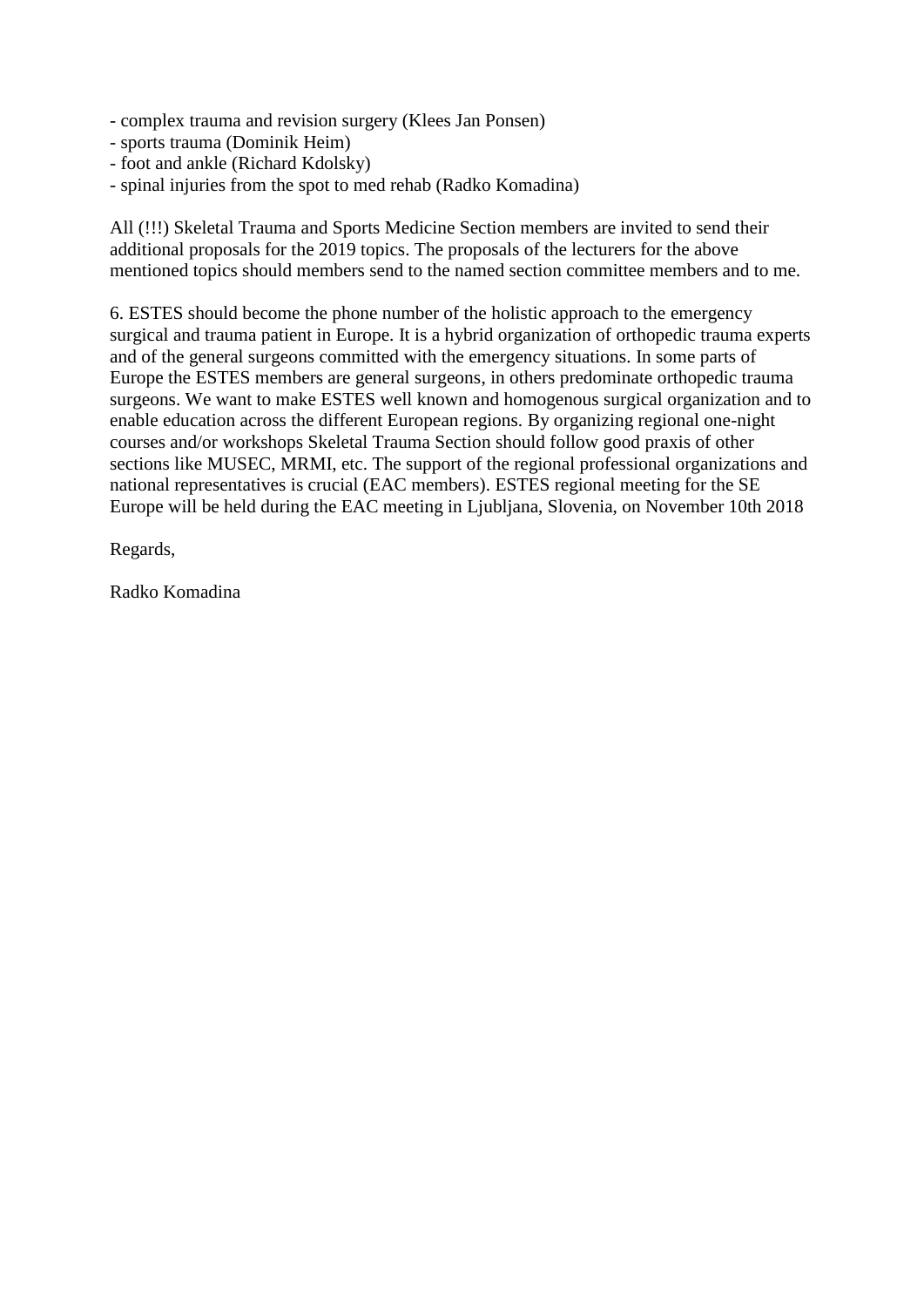- complex trauma and revision surgery (Klees Jan Ponsen)
- sports trauma (Dominik Heim)
- foot and ankle (Richard Kdolsky)
- spinal injuries from the spot to med rehab (Radko Komadina)

All (!!!) Skeletal Trauma and Sports Medicine Section members are invited to send their additional proposals for the 2019 topics. The proposals of the lecturers for the above mentioned topics should members send to the named section committee members and to me.

6. ESTES should become the phone number of the holistic approach to the emergency surgical and trauma patient in Europe. It is a hybrid organization of orthopedic trauma experts and of the general surgeons committed with the emergency situations. In some parts of Europe the ESTES members are general surgeons, in others predominate orthopedic trauma surgeons. We want to make ESTES well known and homogenous surgical organization and to enable education across the different European regions. By organizing regional one-night courses and/or workshops Skeletal Trauma Section should follow good praxis of other sections like MUSEC, MRMI, etc. The support of the regional professional organizations and national representatives is crucial (EAC members). ESTES regional meeting for the SE Europe will be held during the EAC meeting in Ljubljana, Slovenia, on November 10th 2018

Regards,

Radko Komadina